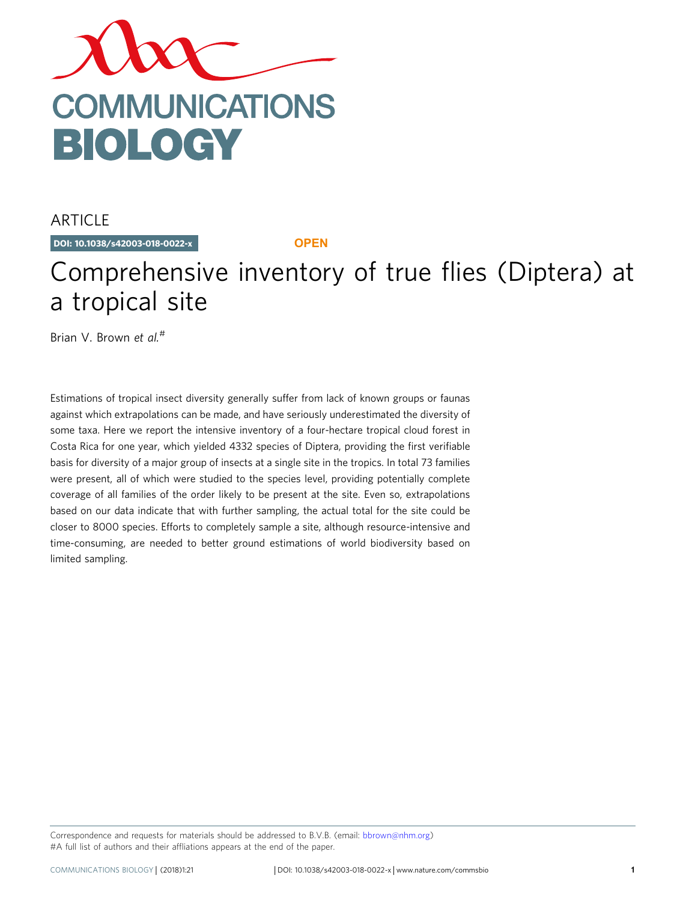ARTICLE

**DOI: 10.1038/s42003-018-0022-x**

**OPEN**

# Comprehensive inventory of true flies (Diptera) at a tropical site

Brian V. Brown *et al.*#

Estimations of tropical insect diversity generally suffer from lack of known groups or faunas against which extrapolations can be made, and have seriously underestimated the diversity of some taxa. Here we report the intensive inventory of a four-hectare tropical cloud forest in Costa Rica for one year, which yielded 4332 species of Diptera, providing the first verifiable basis for diversity of a major group of insects at a single site in the tropics. In total 73 families were present, all of which were studied to the species level, providing potentially complete coverage of all families of the order likely to be present at the site. Even so, extrapolations based on our data indicate that with further sampling, the actual total for the site could be closer to 8000 species. Efforts to completely sample a site, although resource-intensive and time-consuming, are needed to better ground estimations of world biodiversity based on limited sampling.

Correspondence and requests for materials should be addressed to B.V.B. (email: bbrown@nhm.org)
#A full list of authors and their affliations appears at the end of the paper.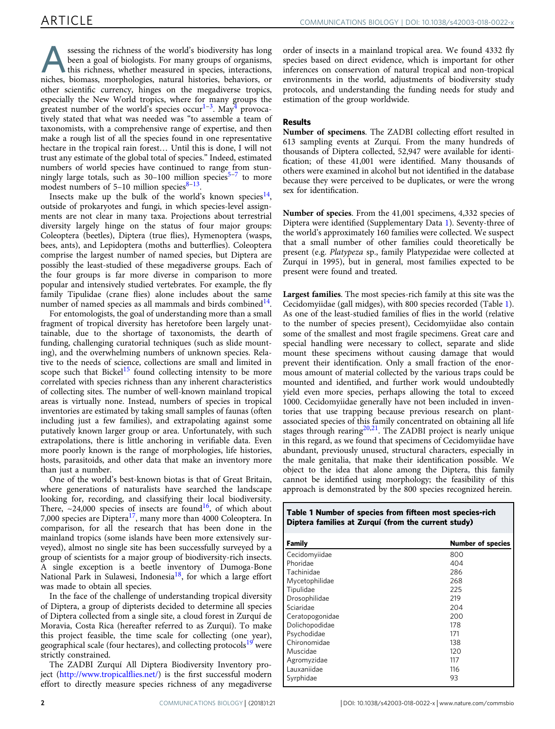Assessing the richness of the world's biodiversity has long been a goal of biologists. For many groups of organisms, this richness, whether measured in species, interactions, niches, biomass, morphologies, natural histories, behaviors, or other scientific currency, hinges on the megadiverse tropics, especially the New World tropics, where for many groups the greatest number of the world's species occur[1–3]. May[4] provocatively stated that what was needed was "to assemble a team of taxonomists, with a comprehensive range of expertise, and then make a rough list of all the species found in one representative hectare in the tropical rain forest… Until this is done, I will not trust any estimate of the global total of species." Indeed, estimated numbers of world species have continued to range from stunningly large totals, such as 30–100 million species[5–7] to more modest numbers of 5–10 million species[8–13].

Insects make up the bulk of the world's known species[14], outside of prokaryotes and fungi, in which species-level assignments are not clear in many taxa. Projections about terrestrial diversity largely hinge on the status of four major groups: Coleoptera (beetles), Diptera (true flies), Hymenoptera (wasps, bees, ants), and Lepidoptera (moths and butterflies). Coleoptera comprise the largest number of named species, but Diptera are possibly the least-studied of these megadiverse groups. Each of the four groups is far more diverse in comparison to more popular and intensively studied vertebrates. For example, the fly family Tipulidae (crane flies) alone includes about the same number of named species as all mammals and birds combined[14].

For entomologists, the goal of understanding more than a small fragment of tropical diversity has heretofore been largely unattainable, due to the shortage of taxonomists, the dearth of funding, challenging curatorial techniques (such as slide mounting), and the overwhelming numbers of unknown species. Relative to the needs of science, collections are small and limited in scope such that Bickel[15] found collecting intensity to be more correlated with species richness than any inherent characteristics of collecting sites. The number of well-known mainland tropical areas is virtually none. Instead, numbers of species in tropical inventories are estimated by taking small samples of faunas (often including just a few families), and extrapolating against some putatively known larger group or area. Unfortunately, with such extrapolations, there is little anchoring in verifiable data. Even more poorly known is the range of morphologies, life histories, hosts, parasitoids, and other data that make an inventory more than just a number.

One of the world's best-known biotas is that of Great Britain, where generations of naturalists have searched the landscape looking for, recording, and classifying their local biodiversity. There, ~24,000 species of insects are found[16], of which about 7,000 species are Diptera[17], many more than 4000 Coleoptera. In comparison, for all the research that has been done in the mainland tropics (some islands have been more extensively surveyed), almost no single site has been successfully surveyed by a group of scientists for a major group of biodiversity-rich insects. A single exception is a beetle inventory of Dumoga-Bone National Park in Sulawesi, Indonesia[18], for which a large effort was made to obtain all species.

In the face of the challenge of understanding tropical diversity of Diptera, a group of dipterists decided to determine all species of Diptera collected from a single site, a cloud forest in Zurquí de Moravia, Costa Rica (hereafter referred to as Zurquí). To make this project feasible, the time scale for collecting (one year), geographical scale (four hectares), and collecting protocols[19] were strictly constrained.

The ZADBI Zurquí All Diptera Biodiversity Inventory project (http://www.tropicalflies.net/) is the first successful modern effort to directly measure species richness of any megadiverse order of insects in a mainland tropical area. We found 4332 fly species based on direct evidence, which is important for other inferences on conservation of natural tropical and non-tropical environments in the world, adjustments of biodiversity study protocols, and understanding the funding needs for study and estimation of the group worldwide.

## Results

**Number of specimens**. The ZADBI collecting effort resulted in 613 sampling events at Zurquí. From the many hundreds of thousands of Diptera collected, 52,947 were available for identification; of these 41,001 were identified. Many thousands of others were examined in alcohol but not identified in the database because they were perceived to be duplicates, or were the wrong sex for identification.

**Number of species**. From the 41,001 specimens, 4,332 species of Diptera were identified (Supplementary Data 1). Seventy-three of the world's approximately 160 families were collected. We suspect that a small number of other families could theoretically be present (e.g. *Platypeza* sp., family Platypezidae were collected at Zurquí in 1995), but in general, most families expected to be present were found and treated.

**Largest families**. The most species-rich family at this site was the Cecidomyiidae (gall midges), with 800 species recorded (Table 1). As one of the least-studied families of flies in the world (relative to the number of species present), Cecidomyiidae also contain some of the smallest and most fragile specimens. Great care and special handling were necessary to collect, separate and slide mount these specimens without causing damage that would prevent their identification. Only a small fraction of the enormous amount of material collected by the various traps could be mounted and identified, and further work would undoubtedly yield even more species, perhaps allowing the total to exceed 1000. Cecidomyiidae generally have not been included in inventories that use trapping because previous research on plant-associated species of this family concentrated on obtaining all life stages through rearing[20,21]. The ZADBI project is nearly unique in this regard, as we found that specimens of Cecidomyiidae have abundant, previously unused, structural characters, especially in the male genitalia, that make their identification possible. We object to the idea that alone among the Diptera, this family cannot be identified using morphology; the feasibility of this approach is demonstrated by the 800 species recognized herein.

**Table 1 Number of species from fifteen most species-rich Diptera families at Zurquí (from the current study)**

| Family | Number of species |
|---|---|
| Cecidomyiidae | 800 |
| Phoridae | 404 |
| Tachinidae | 286 |
| Mycetophilidae | 268 |
| Tipulidae | 225 |
| Drosophilidae | 219 |
| Sciaridae | 204 |
| Ceratopogonidae | 200 |
| Dolichopodidae | 178 |
| Psychodidae | 171 |
| Chironomidae | 138 |
| Muscidae | 120 |
| Agromyzidae | 117 |
| Lauxaniidae | 116 |
| Syrphidae | 93 |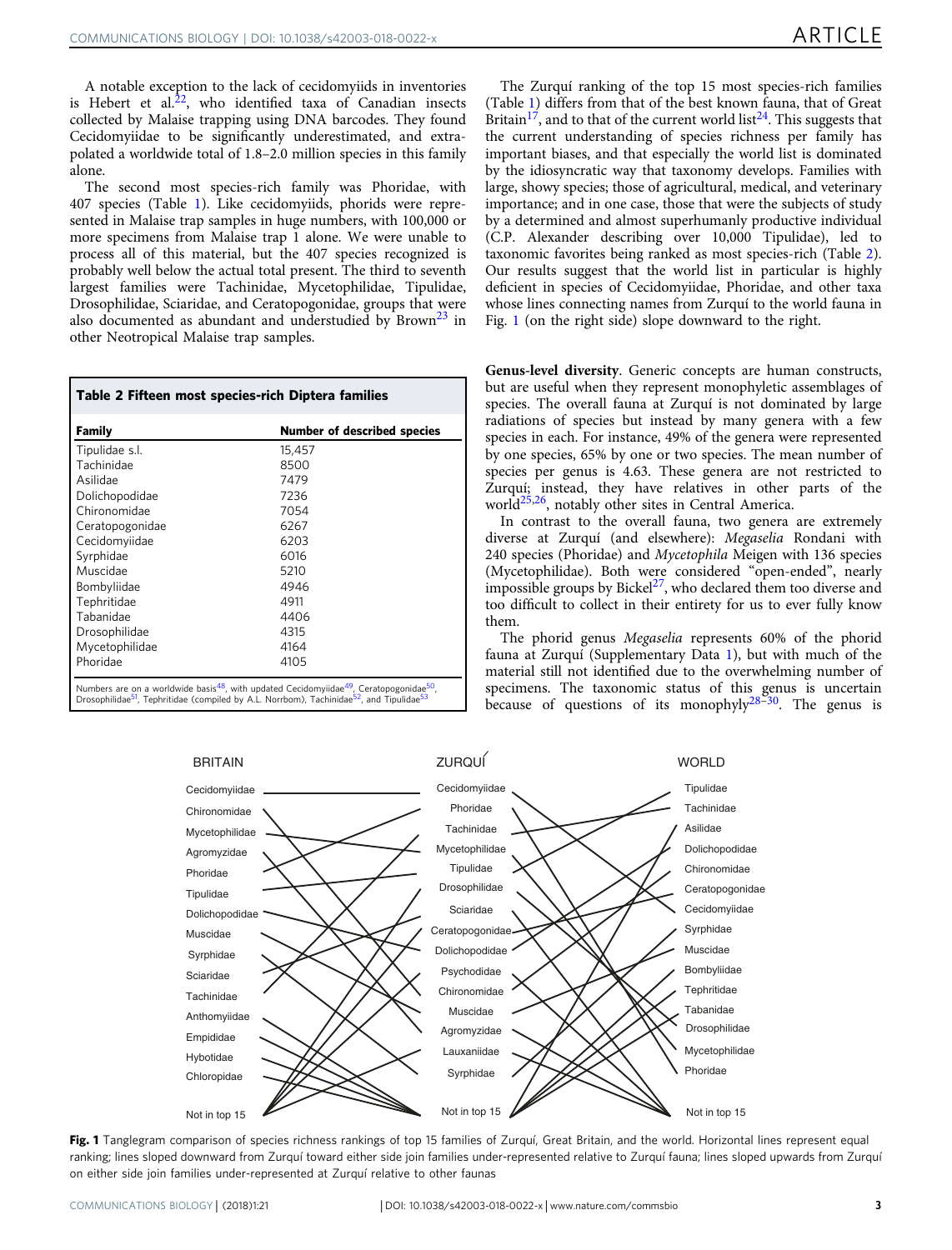A notable exception to the lack of cecidomyiids in inventories is Hebert et al.[22], who identified taxa of Canadian insects collected by Malaise trapping using DNA barcodes. They found Cecidomyiidae to be significantly underestimated, and extrapolated a worldwide total of 1.8–2.0 million species in this family alone.

The second most species-rich family was Phoridae, with 407 species (Table 1). Like cecidomyiids, phorids were represented in Malaise trap samples in huge numbers, with 100,000 or more specimens from Malaise trap 1 alone. We were unable to process all of this material, but the 407 species recognized is probably well below the actual total present. The third to seventh largest families were Tachinidae, Mycetophilidae, Tipulidae, Drosophilidae, Sciaridae, and Ceratopogonidae, groups that were also documented as abundant and understudied by Brown[23] in other Neotropical Malaise trap samples.

**Table 2 Fifteen most species-rich Diptera families**

| Family | Number of described species |
| --- | --- |
| Tipulidae s.l. | 15,457 |
| Tachinidae | 8500 |
| Asilidae | 7479 |
| Dolichopodidae | 7236 |
| Chironomidae | 7054 |
| Ceratopogonidae | 6267 |
| Cecidomyiidae | 6203 |
| Syrphidae | 6016 |
| Muscidae | 5210 |
| Bombyliidae | 4946 |
| Tephritidae | 4911 |
| Tabanidae | 4406 |
| Drosophilidae | 4315 |
| Mycetophilidae | 4164 |
| Phoridae | 4105 |

Numbers are on a worldwide basis[48], with updated Cecidomyiidae[49], Ceratopogonidae[50], Drosophilidae[51], Tephritidae (compiled by A.L. Norrbom), Tachinidae[52], and Tipulidae[53]

The Zurquí ranking of the top 15 most species-rich families (Table 1) differs from that of the best known fauna, that of Great Britain[17], and to that of the current world list[24]. This suggests that the current understanding of species richness per family has important biases, and that especially the world list is dominated by the idiosyncratic way that taxonomy develops. Families with large, showy species; those of agricultural, medical, and veterinary importance; and in one case, those that were the subjects of study by a determined and almost superhumanly productive individual (C.P. Alexander describing over 10,000 Tipulidae), led to taxonomic favorites being ranked as most species-rich (Table 2). Our results suggest that the world list in particular is highly deficient in species of Cecidomyiidae, Phoridae, and other taxa whose lines connecting names from Zurquí to the world fauna in Fig. 1 (on the right side) slope downward to the right.

**Genus-level diversity**. Generic concepts are human constructs, but are useful when they represent monophyletic assemblages of species. The overall fauna at Zurquí is not dominated by large radiations of species but instead by many genera with a few species in each. For instance, 49% of the genera were represented by one species, 65% by one or two species. The mean number of species per genus is 4.63. These genera are not restricted to Zurquí; instead, they have relatives in other parts of the world[25,26], notably other sites in Central America.

In contrast to the overall fauna, two genera are extremely diverse at Zurquí (and elsewhere): *Megaselia* Rondani with 240 species (Phoridae) and *Mycetophila* Meigen with 136 species (Mycetophilidae). Both were considered "open-ended", nearly impossible groups by Bickel[27], who declared them too diverse and too difficult to collect in their entirety for us to ever fully know them.

The phorid genus *Megaselia* represents 60% of the phorid fauna at Zurquí (Supplementary Data 1), but with much of the material still not identified due to the overwhelming number of specimens. The taxonomic status of this genus is uncertain because of questions of its monophyly[28–30]. The genus is

**Fig. 1** Tanglegram comparison of species richness rankings of top 15 families of Zurquí, Great Britain, and the world. Horizontal lines represent equal ranking; lines sloped downward from Zurquí toward either side join families under-represented relative to Zurquí fauna; lines sloped upwards from Zurquí on either side join families under-represented at Zurquí relative to other faunas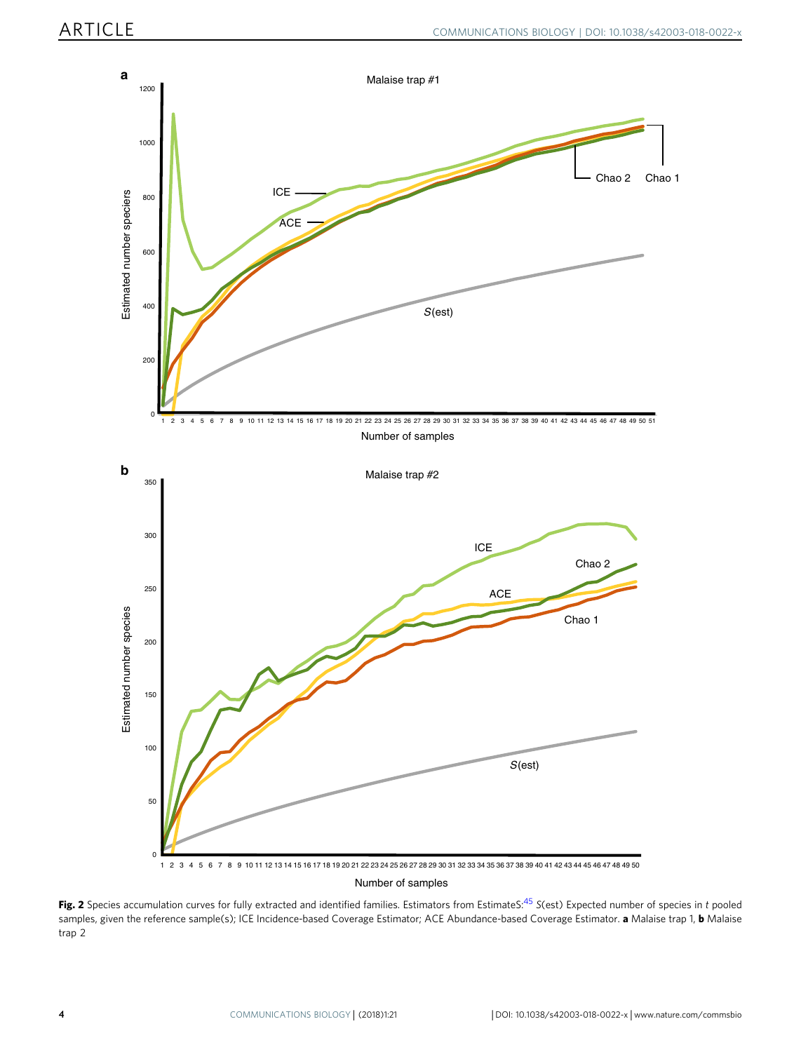**Fig. 2** Species accumulation curves for fully extracted and identified families. Estimators from EstimateS:[45] *S*(est) Expected number of species in *t* pooled samples, given the reference sample(s); ICE Incidence-based Coverage Estimator; ACE Abundance-based Coverage Estimator. **a** Malaise trap 1, **b** Malaise trap 2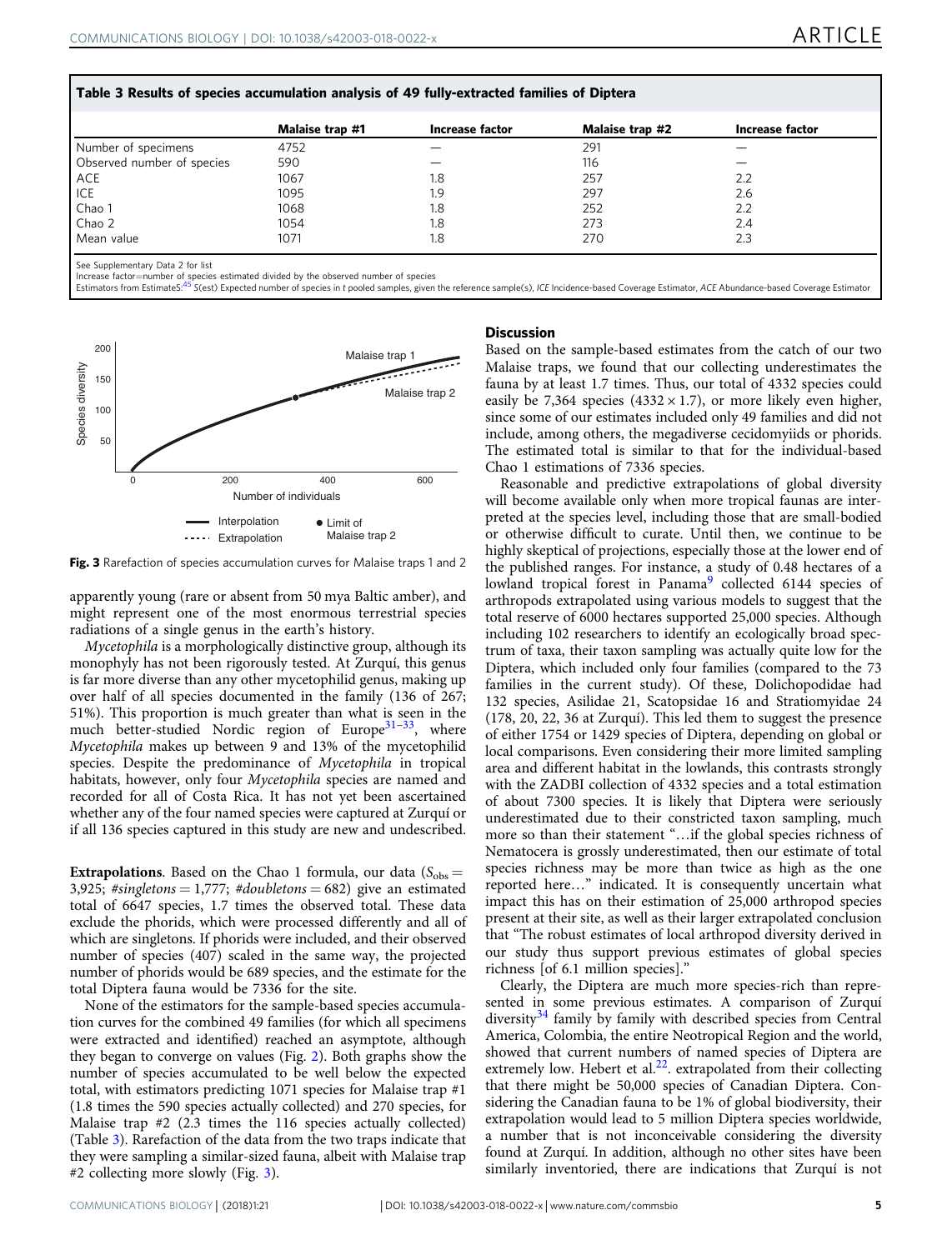**Table 3 Results of species accumulation analysis of 49 fully-extracted families of Diptera**

| | Malaise trap #1 | Increase factor | Malaise trap #2 | Increase factor |
|---|---|---|---|---|
| Number of specimens | 4752 | — | 291 | — |
| Observed number of species | 590 | — | 116 | — |
| ACE | 1067 | 1.8 | 257 | 2.2 |
| ICE | 1095 | 1.9 | 297 | 2.6 |
| Chao 1 | 1068 | 1.8 | 252 | 2.2 |
| Chao 2 | 1054 | 1.8 | 273 | 2.4 |
| Mean value | 1071 | 1.8 | 270 | 2.3 |

See Supplementary Data 2 for list
Increase factor=number of species estimated divided by the observed number of species
Estimators from EstimateS:[45] S(est) Expected number of species in *t* pooled samples, given the reference sample(s), *ICE* Incidence-based Coverage Estimator, *ACE* Abundance-based Coverage Estimator

**Fig. 3** Rarefaction of species accumulation curves for Malaise traps 1 and 2

apparently young (rare or absent from 50 mya Baltic amber), and might represent one of the most enormous terrestrial species radiations of a single genus in the earth's history.

*Mycetophila* is a morphologically distinctive group, although its monophyly has not been rigorously tested. At Zurquí, this genus is far more diverse than any other mycetophilid genus, making up over half of all species documented in the family (136 of 267; 51%). This proportion is much greater than what is seen in the much better-studied Nordic region of Europe[31–33], where *Mycetophila* makes up between 9 and 13% of the mycetophilid species. Despite the predominance of *Mycetophila* in tropical habitats, however, only four *Mycetophila* species are named and recorded for all of Costa Rica. It has not yet been ascertained whether any of the four named species were captured at Zurquí or if all 136 species captured in this study are new and undescribed.

**Extrapolations**. Based on the Chao 1 formula, our data ($S_{\text{obs}}$ = 3,925; *#singletons* = 1,777; *#doubletons* = 682) give an estimated total of 6647 species, 1.7 times the observed total. These data exclude the phorids, which were processed differently and all of which are singletons. If phorids were included, and their observed number of species (407) scaled in the same way, the projected number of phorids would be 689 species, and the estimate for the total Diptera fauna would be 7336 for the site.

None of the estimators for the sample-based species accumulation curves for the combined 49 families (for which all specimens were extracted and identified) reached an asymptote, although they began to converge on values (Fig. 2). Both graphs show the number of species accumulated to be well below the expected total, with estimators predicting 1071 species for Malaise trap #1 (1.8 times the 590 species actually collected) and 270 species, for Malaise trap #2 (2.3 times the 116 species actually collected) (Table 3). Rarefaction of the data from the two traps indicate that they were sampling a similar-sized fauna, albeit with Malaise trap #2 collecting more slowly (Fig. 3).

## Discussion

Based on the sample-based estimates from the catch of our two Malaise traps, we found that our collecting underestimates the fauna by at least 1.7 times. Thus, our total of 4332 species could easily be 7,364 species (4332 × 1.7), or more likely even higher, since some of our estimates included only 49 families and did not include, among others, the megadiverse cecidomyiids or phorids. The estimated total is similar to that for the individual-based Chao 1 estimations of 7336 species.

Reasonable and predictive extrapolations of global diversity will become available only when more tropical faunas are interpreted at the species level, including those that are small-bodied or otherwise difficult to curate. Until then, we continue to be highly skeptical of projections, especially those at the lower end of the published ranges. For instance, a study of 0.48 hectares of a lowland tropical forest in Panama[9] collected 6144 species of arthropods extrapolated using various models to suggest that the total reserve of 6000 hectares supported 25,000 species. Although including 102 researchers to identify an ecologically broad spectrum of taxa, their taxon sampling was actually quite low for the Diptera, which included only four families (compared to the 73 families in the current study). Of these, Dolichopodidae had 132 species, Asilidae 21, Scatopsidae 16 and Stratiomyidae 24 (178, 20, 22, 36 at Zurquí). This led them to suggest the presence of either 1754 or 1429 species of Diptera, depending on global or local comparisons. Even considering their more limited sampling area and different habitat in the lowlands, this contrasts strongly with the ZADBI collection of 4332 species and a total estimation of about 7300 species. It is likely that Diptera were seriously underestimated due to their constricted taxon sampling, much more so than their statement "…if the global species richness of Nematocera is grossly underestimated, then our estimate of total species richness may be more than twice as high as the one reported here…" indicated. It is consequently uncertain what impact this has on their estimation of 25,000 arthropod species present at their site, as well as their larger extrapolated conclusion that "The robust estimates of local arthropod diversity derived in our study thus support previous estimates of global species richness [of 6.1 million species]."

Clearly, the Diptera are much more species-rich than represented in some previous estimates. A comparison of Zurquí diversity[34] family by family with described species from Central America, Colombia, the entire Neotropical Region and the world, showed that current numbers of named species of Diptera are extremely low. Hebert et al.[22]. extrapolated from their collecting that there might be 50,000 species of Canadian Diptera. Considering the Canadian fauna to be 1% of global biodiversity, their extrapolation would lead to 5 million Diptera species worldwide, a number that is not inconceivable considering the diversity found at Zurquí. In addition, although no other sites have been similarly inventoried, there are indications that Zurquí is not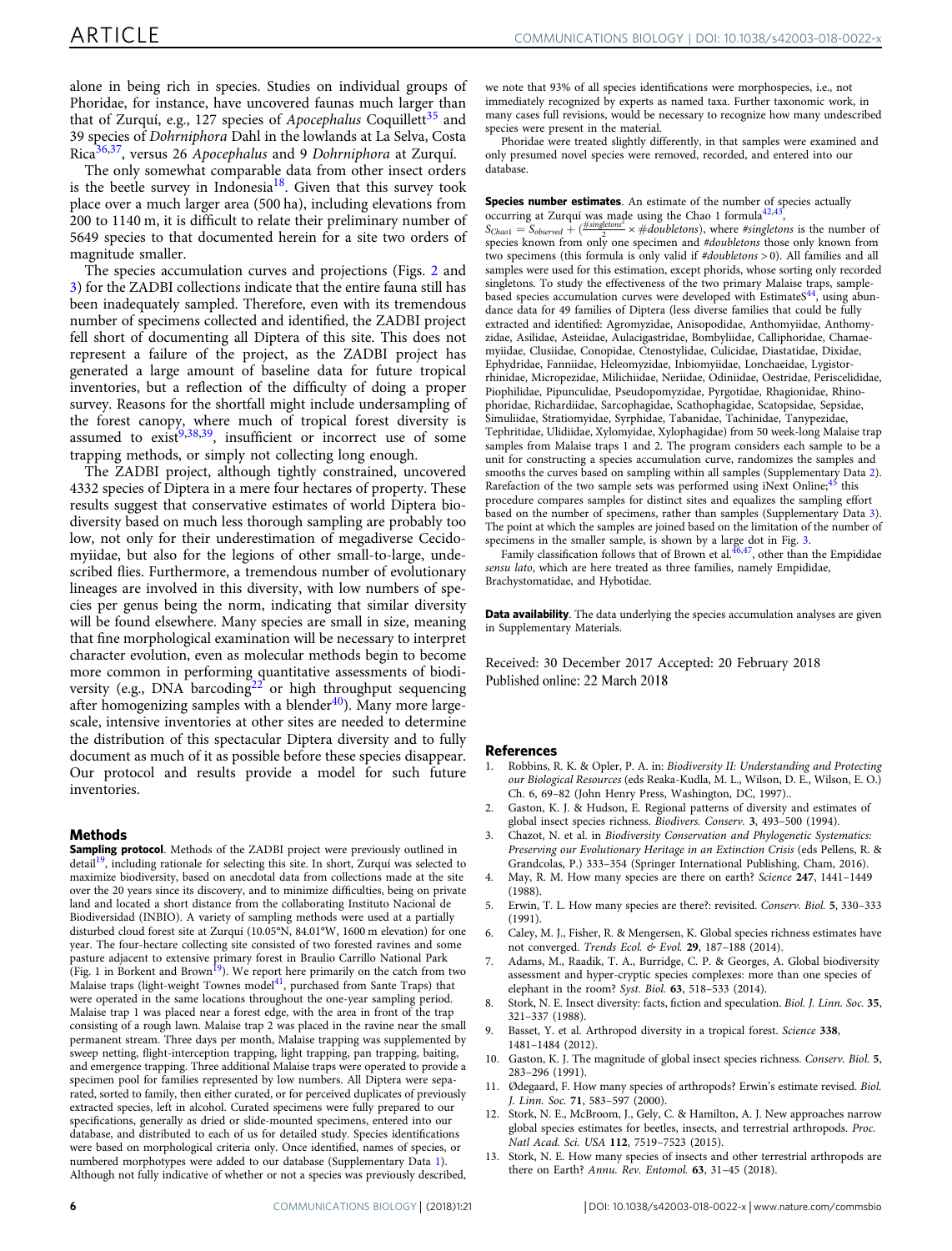alone in being rich in species. Studies on individual groups of Phoridae, for instance, have uncovered faunas much larger than that of Zurquí, e.g., 127 species of *Apocephalus* Coquillett[35] and 39 species of *Dohrniphora* Dahl in the lowlands at La Selva, Costa Rica[36,37], versus 26 *Apocephalus* and 9 *Dohrniphora* at Zurquí.

The only somewhat comparable data from other insect orders is the beetle survey in Indonesia[18]. Given that this survey took place over a much larger area (500 ha), including elevations from 200 to 1140 m, it is difficult to relate their preliminary number of 5649 species to that documented herein for a site two orders of magnitude smaller.

The species accumulation curves and projections (Figs. 2 and 3) for the ZADBI collections indicate that the entire fauna still has been inadequately sampled. Therefore, even with its tremendous number of specimens collected and identified, the ZADBI project fell short of documenting all Diptera of this site. This does not represent a failure of the project, as the ZADBI project has generated a large amount of baseline data for future tropical inventories, but a reflection of the difficulty of doing a proper survey. Reasons for the shortfall might include undersampling of the forest canopy, where much of tropical forest diversity is assumed to exist[9,38,39], insufficient or incorrect use of some trapping methods, or simply not collecting long enough.

The ZADBI project, although tightly constrained, uncovered 4332 species of Diptera in a mere four hectares of property. These results suggest that conservative estimates of world Diptera biodiversity based on much less thorough sampling are probably too low, not only for their underestimation of megadiverse Cecidomyiidae, but also for the legions of other small-to-large, undescribed flies. Furthermore, a tremendous number of evolutionary lineages are involved in this diversity, with low numbers of species per genus being the norm, indicating that similar diversity will be found elsewhere. Many species are small in size, meaning that fine morphological examination will be necessary to interpret character evolution, even as molecular methods begin to become more common in performing quantitative assessments of biodiversity (e.g., DNA barcoding[22] or high throughput sequencing after homogenizing samples with a blender[40]). Many more large-scale, intensive inventories at other sites are needed to determine the distribution of this spectacular Diptera diversity and to fully document as much of it as possible before these species disappear. Our protocol and results provide a model for such future inventories.

## Methods

**Sampling protocol**. Methods of the ZADBI project were previously outlined in detail[19], including rationale for selecting this site. In short, Zurquí was selected to maximize biodiversity, based on anecdotal data from collections made at the site over the 20 years since its discovery, and to minimize difficulties, being on private land and located a short distance from the collaborating Instituto Nacional de Biodiversidad (INBIO). A variety of sampling methods were used at a partially disturbed cloud forest site at Zurquí (10.05°N, 84.01°W, 1600 m elevation) for one year. The four-hectare collecting site consisted of two forested ravines and some pasture adjacent to extensive primary forest in Braulio Carrillo National Park (Fig. 1 in Borkent and Brown[19]). We report here primarily on the catch from two Malaise traps (light-weight Townes model[41], purchased from Sante Traps) that were operated in the same locations throughout the one-year sampling period. Malaise trap 1 was placed near a forest edge, with the area in front of the trap consisting of a rough lawn. Malaise trap 2 was placed in the ravine near the small permanent stream. Three days per month, Malaise trapping was supplemented by sweep netting, flight-interception trapping, light trapping, pan trapping, baiting, and emergence trapping. Three additional Malaise traps were operated to provide a specimen pool for families represented by low numbers. All Diptera were separated, sorted to family, then either curated, or for perceived duplicates of previously extracted species, left in alcohol. Curated specimens were fully prepared to our specifications, generally as dried or slide-mounted specimens, entered into our database, and distributed to each of us for detailed study. Species identifications were based on morphological criteria only. Once identified, names of species, or numbered morphotypes were added to our database (Supplementary Data 1). Although not fully indicative of whether or not a species was previously described, we note that 93% of all species identifications were morphospecies, i.e., not immediately recognized by experts as named taxa. Further taxonomic work, in many cases full revisions, would be necessary to recognize how many undescribed species were present in the material.

Phoridae were treated slightly differently, in that samples were examined and only presumed novel species were removed, recorded, and entered into our database.

**Species number estimates**. An estimate of the number of species actually occurring at Zurquí was made using the Chao 1 formula[42,43], $S_{Chao1} = S_{observed} + (\frac{\#singletons^2}{2} \times \#doubletons)$, where *#singletons* is the number of species known from only one specimen and *#doubletons* those only known from two specimens (this formula is only valid if *#doubletons* > 0). All families and all samples were used for this estimation, except phorids, whose sorting only recorded singletons. To study the effectiveness of the two primary Malaise traps, sample-based species accumulation curves were developed with EstimateS[44], using abundance data for 49 families of Diptera (less diverse families that could be fully extracted and identified: Agromyzidae, Anisopodidae, Anthomyiidae, Anthomyzidae, Asilidae, Asteiidae, Aulacigastridae, Bombyliidae, Calliphoridae, Chamaemyiidae, Clusiidae, Conopidae, Ctenostylidae, Culicidae, Diastatidae, Dixidae, Ephydridae, Fanniidae, Heleomyzidae, Inbiomyiidae, Lonchaeidae, Lygistorrhinidae, Micropezidae, Milichiidae, Neriidae, Odiniidae, Oestridae, Periscelididae, Piophilidae, Pipunculidae, Pseudopomyzidae, Pyrgotidae, Rhagionidae, Rhinophoridae, Richardiidae, Sarcophagidae, Scathophagidae, Scatopsidae, Sepsidae, Simuliidae, Stratiomyidae, Syrphidae, Tabanidae, Tachinidae, Tanypezidae, Tephritidae, Ulidiidae, Xylomyidae, Xylophagidae) from 50 week-long Malaise trap samples from Malaise traps 1 and 2. The program considers each sample to be a unit for constructing a species accumulation curve, randomizes the samples and smooths the curves based on sampling within all samples (Supplementary Data 2). Rarefaction of the two sample sets was performed using iNext Online;[45] this procedure compares samples for distinct sites and equalizes the sampling effort based on the number of specimens, rather than samples (Supplementary Data 3). The point at which the samples are joined based on the limitation of the number of specimens in the smaller sample, is shown by a large dot in Fig. 3.

Family classification follows that of Brown et al.[46,47], other than the Empididae *sensu lato*, which are here treated as three families, namely Empididae, Brachystomatidae, and Hybotidae.

**Data availability**. The data underlying the species accumulation analyses are given in Supplementary Materials.

Received: 30 December 2017 Accepted: 20 February 2018
Published online: 22 March 2018

## References

1. Robbins, R. K. & Opler, P. A. in: *Biodiversity II: Understanding and Protecting our Biological Resources* (eds Reaka-Kudla, M. L., Wilson, D. E., Wilson, E. O.) Ch. 6, 69–82 (John Henry Press, Washington, DC, 1997)..
2. Gaston, K. J. & Hudson, E. Regional patterns of diversity and estimates of global insect species richness. *Biodivers. Conserv.* **3**, 493–500 (1994).
3. Chazot, N. et al. in *Biodiversity Conservation and Phylogenetic Systematics: Preserving our Evolutionary Heritage in an Extinction Crisis* (eds Pellens, R. & Grandcolas, P.) 333–354 (Springer International Publishing, Cham, 2016).
4. May, R. M. How many species are there on earth? *Science* **247**, 1441–1449 (1988).
5. Erwin, T. L. How many species are there?: revisited. *Conserv. Biol.* **5**, 330–333 (1991).
6. Caley, M. J., Fisher, R. & Mengersen, K. Global species richness estimates have not converged. *Trends Ecol. & Evol.* **29**, 187–188 (2014).
7. Adams, M., Raadik, T. A., Burridge, C. P. & Georges, A. Global biodiversity assessment and hyper-cryptic species complexes: more than one species of elephant in the room? *Syst. Biol.* **63**, 518–533 (2014).
8. Stork, N. E. Insect diversity: facts, fiction and speculation. *Biol. J. Linn. Soc.* **35**, 321–337 (1988).
9. Basset, Y. et al. Arthropod diversity in a tropical forest. *Science* **338**, 1481–1484 (2012).
10. Gaston, K. J. The magnitude of global insect species richness. *Conserv. Biol.* **5**, 283–296 (1991).
11. Ødegaard, F. How many species of arthropods? Erwin's estimate revised. *Biol. J. Linn. Soc.* **71**, 583–597 (2000).
12. Stork, N. E., McBroom, J., Gely, C. & Hamilton, A. J. New approaches narrow global species estimates for beetles, insects, and terrestrial arthropods. *Proc. Natl Acad. Sci. USA* **112**, 7519–7523 (2015).
13. Stork, N. E. How many species of insects and other terrestrial arthropods are there on Earth? *Annu. Rev. Entomol.* **63**, 31–45 (2018).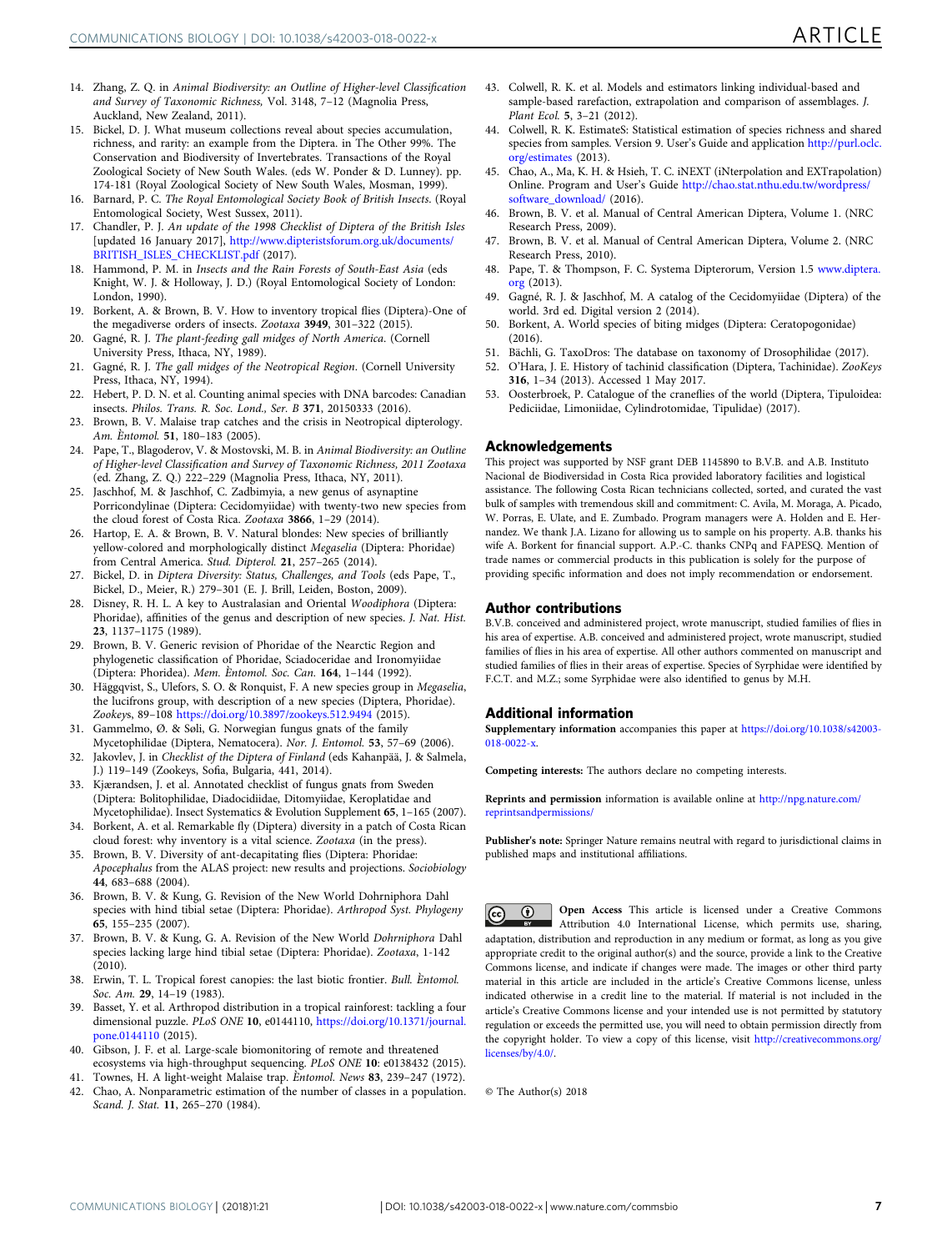14. Zhang, Z. Q. in *Animal Biodiversity: an Outline of Higher-level Classification and Survey of Taxonomic Richness,* Vol. 3148, 7–12 (Magnolia Press, Auckland, New Zealand, 2011).
15. Bickel, D. J. What museum collections reveal about species accumulation, richness, and rarity: an example from the Diptera. in The Other 99%. The Conservation and Biodiversity of Invertebrates. Transactions of the Royal Zoological Society of New South Wales. (eds W. Ponder & D. Lunney). pp. 174-181 (Royal Zoological Society of New South Wales, Mosman, 1999).
16. Barnard, P. C. *The Royal Entomological Society Book of British Insects*. (Royal Entomological Society, West Sussex, 2011).
17. Chandler, P. J. *An update of the 1998 Checklist of Diptera of the British Isles* [updated 16 January 2017], http://www.dipteristsforum.org.uk/documents/BRITISH_ISLES_CHECKLIST.pdf (2017).
18. Hammond, P. M. in *Insects and the Rain Forests of South-East Asia* (eds Knight, W. J. & Holloway, J. D.) (Royal Entomological Society of London: London, 1990).
19. Borkent, A. & Brown, B. V. How to inventory tropical flies (Diptera)-One of the megadiverse orders of insects. *Zootaxa* **3949**, 301–322 (2015).
20. Gagné, R. J. *The plant-feeding gall midges of North America*. (Cornell University Press, Ithaca, NY, 1989).
21. Gagné, R. J. *The gall midges of the Neotropical Region*. (Cornell University Press, Ithaca, NY, 1994).
22. Hebert, P. D. N. et al. Counting animal species with DNA barcodes: Canadian insects. *Philos. Trans. R. Soc. Lond., Ser. B* **371**, 20150333 (2016).
23. Brown, B. V. Malaise trap catches and the crisis in Neotropical dipterology. *Am. Entomol.* **51**, 180–183 (2005).
24. Pape, T., Blagoderov, V. & Mostovski, M. B. in *Animal Biodiversity: an Outline of Higher-level Classification and Survey of Taxonomic Richness, 2011 Zootaxa* (ed. Zhang, Z. Q.) 222–229 (Magnolia Press, Ithaca, NY, 2011).
25. Jaschhof, M. & Jaschhof, C. Zadbimyia, a new genus of asynaptine Porricondylinae (Diptera: Cecidomyiidae) with twenty-two new species from the cloud forest of Costa Rica. *Zootaxa* **3866**, 1–29 (2014).
26. Hartop, E. A. & Brown, B. V. Natural blondes: New species of brilliantly yellow-colored and morphologically distinct *Megaselia* (Diptera: Phoridae) from Central America. *Stud. Dipterol.* **21**, 257–265 (2014).
27. Bickel, D. in *Diptera Diversity: Status, Challenges, and Tools* (eds Pape, T., Bickel, D., Meier, R.) 279–301 (E. J. Brill, Leiden, Boston, 2009).
28. Disney, R. H. L. A key to Australasian and Oriental *Woodiphora* (Diptera: Phoridae), affinities of the genus and description of new species. *J. Nat. Hist.* **23**, 1137–1175 (1989).
29. Brown, B. V. Generic revision of Phoridae of the Nearctic Region and phylogenetic classification of Phoridae, Sciadoceridae and Ironomyiidae (Diptera: Phoridea). *Mem. Entomol. Soc. Can.* **164**, 1–144 (1992).
30. Häggqvist, S., Ulefors, S. O. & Ronquist, F. A new species group in *Megaselia*, the lucifrons group, with description of a new species (Diptera, Phoridae). *Zookeys*, 89–108 https://doi.org/10.3897/zookeys.512.9494 (2015).
31. Gammelmo, Ø. & Søli, G. Norwegian fungus gnats of the family Mycetophilidae (Diptera, Nematocera). *Nor. J. Entomol.* **53**, 57–69 (2006).
32. Jakovlev, J. in *Checklist of the Diptera of Finland* (eds Kahanpää, J. & Salmela, J.) 119–149 (Zookeys, Sofia, Bulgaria, 441, 2014).
33. Kjærandsen, J. et al. Annotated checklist of fungus gnats from Sweden (Diptera: Bolitophilidae, Diadocidiidae, Ditomyiidae, Keroplatidae and Mycetophilidae). Insect Systematics & Evolution Supplement **65**, 1–165 (2007).
34. Borkent, A. et al. Remarkable fly (Diptera) diversity in a patch of Costa Rican cloud forest: why inventory is a vital science. *Zootaxa* (in the press).
35. Brown, B. V. Diversity of ant-decapitating flies (Diptera: Phoridae: *Apocephalus* from the ALAS project: new results and projections. *Sociobiology* **44**, 683–688 (2004).
36. Brown, B. V. & Kung, G. Revision of the New World Dohrniphora Dahl species with hind tibial setae (Diptera: Phoridae). *Arthropod Syst. Phylogeny* **65**, 155–235 (2007).
37. Brown, B. V. & Kung, G. A. Revision of the New World *Dohrniphora* Dahl species lacking large hind tibial setae (Diptera: Phoridae). *Zootaxa*, 1-142 (2010).
38. Erwin, T. L. Tropical forest canopies: the last biotic frontier. *Bull. Entomol. Soc. Am.* **29**, 14–19 (1983).
39. Basset, Y. et al. Arthropod distribution in a tropical rainforest: tackling a four dimensional puzzle. *PLoS ONE* **10**, e0144110, https://doi.org/10.1371/journal.pone.0144110 (2015).
40. Gibson, J. F. et al. Large-scale biomonitoring of remote and threatened ecosystems via high-throughput sequencing. *PLoS ONE* **10**: e0138432 (2015).
41. Townes, H. A light-weight Malaise trap. *Entomol. News* **83**, 239–247 (1972).
42. Chao, A. Nonparametric estimation of the number of classes in a population. *Scand. J. Stat.* **11**, 265–270 (1984).
43. Colwell, R. K. et al. Models and estimators linking individual-based and sample-based rarefaction, extrapolation and comparison of assemblages. *J. Plant Ecol.* **5**, 3–21 (2012).
44. Colwell, R. K. EstimateS: Statistical estimation of species richness and shared species from samples. Version 9. User's Guide and application http://purl.oclc.org/estimates (2013).
45. Chao, A., Ma, K. H. & Hsieh, T. C. iNEXT (iNterpolation and EXTrapolation) Online. Program and User's Guide http://chao.stat.nthu.edu.tw/wordpress/software_download/ (2016).
46. Brown, B. V. et al. Manual of Central American Diptera, Volume 1. (NRC Research Press, 2009).
47. Brown, B. V. et al. Manual of Central American Diptera, Volume 2. (NRC Research Press, 2010).
48. Pape, T. & Thompson, F. C. Systema Dipterorum, Version 1.5 www.diptera.org (2013).
49. Gagné, R. J. & Jaschhof, M. A catalog of the Cecidomyiidae (Diptera) of the world. 3rd ed. Digital version 2 (2014).
50. Borkent, A. World species of biting midges (Diptera: Ceratopogonidae) (2016).
51. Bächli, G. TaxoDros: The database on taxonomy of Drosophilidae (2017).
52. O'Hara, J. E. History of tachinid classification (Diptera, Tachinidae). *ZooKeys* **316**, 1–34 (2013). Accessed 1 May 2017.
53. Oosterbroek, P. Catalogue of the craneflies of the world (Diptera, Tipuloidea: Pediciidae, Limoniidae, Cylindrotomidae, Tipulidae) (2017).

## Acknowledgements

This project was supported by NSF grant DEB 1145890 to B.V.B. and A.B. Instituto Nacional de Biodiversidad in Costa Rica provided laboratory facilities and logistical assistance. The following Costa Rican technicians collected, sorted, and curated the vast bulk of samples with tremendous skill and commitment: C. Avila, M. Moraga, A. Picado, W. Porras, E. Ulate, and E. Zumbado. Program managers were A. Holden and E. Hernandez. We thank J.A. Lizano for allowing us to sample on his property. A.B. thanks his wife A. Borkent for financial support. A.P.-C. thanks CNPq and FAPESQ. Mention of trade names or commercial products in this publication is solely for the purpose of providing specific information and does not imply recommendation or endorsement.

## Author contributions

B.V.B. conceived and administered project, wrote manuscript, studied families of flies in his area of expertise. A.B. conceived and administered project, wrote manuscript, studied families of flies in his area of expertise. All other authors commented on manuscript and studied families of flies in their areas of expertise. Species of Syrphidae were identified by F.C.T. and M.Z.; some Syrphidae were also identified to genus by M.H.

## Additional information

**Supplementary information** accompanies this paper at https://doi.org/10.1038/s42003-018-0022-x.

**Competing interests:** The authors declare no competing interests.

**Reprints and permission** information is available online at http://npg.nature.com/reprintsandpermissions/

**Publisher's note:** Springer Nature remains neutral with regard to jurisdictional claims in published maps and institutional affiliations.

**Open Access** This article is licensed under a Creative Commons Attribution 4.0 International License, which permits use, sharing, adaptation, distribution and reproduction in any medium or format, as long as you give appropriate credit to the original author(s) and the source, provide a link to the Creative Commons license, and indicate if changes were made. The images or other third party material in this article are included in the article's Creative Commons license, unless indicated otherwise in a credit line to the material. If material is not included in the article's Creative Commons license and your intended use is not permitted by statutory regulation or exceeds the permitted use, you will need to obtain permission directly from the copyright holder. To view a copy of this license, visit http://creativecommons.org/licenses/by/4.0/.

© The Author(s) 2018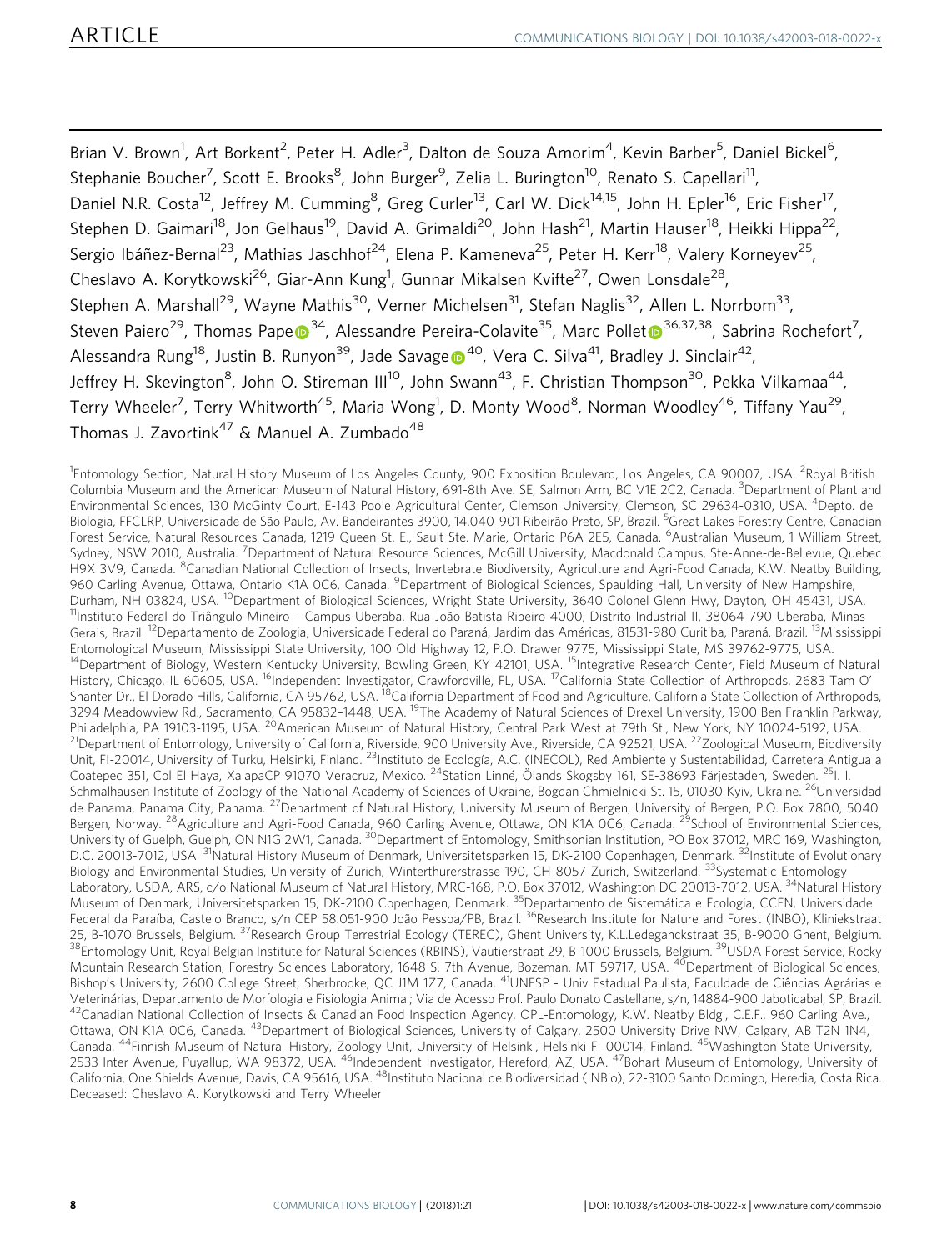Brian V. Brown[1], Art Borkent[2], Peter H. Adler[3], Dalton de Souza Amorim[4], Kevin Barber[5], Daniel Bickel[6], Stephanie Boucher[7], Scott E. Brooks[8], John Burger[9], Zelia L. Burington[10], Renato S. Capellari[11], Daniel N.R. Costa[12], Jeffrey M. Cumming[8], Greg Curler[13], Carl W. Dick[14,15], John H. Epler[16], Eric Fisher[17], Stephen D. Gaimari[18], Jon Gelhaus[19], David A. Grimaldi[20], John Hash[21], Martin Hauser[18], Heikki Hippa[22], Sergio Ibáñez-Bernal[23], Mathias Jaschhof[24], Elena P. Kameneva[25], Peter H. Kerr[18], Valery Korneyev[25], Cheslavo A. Korytkowski[26], Giar-Ann Kung[1], Gunnar Mikalsen Kvifte[27], Owen Lonsdale[28], Stephen A. Marshall[29], Wayne Mathis[30], Verner Michelsen[31], Stefan Naglis[32], Allen L. Norrbom[33], Steven Paiero[29], Thomas Pape[34], Alessandre Pereira-Colavite[35], Marc Pollet[36,37,38], Sabrina Rochefort[7], Alessandra Rung[18], Justin B. Runyon[39], Jade Savage[40], Vera C. Silva[41], Bradley J. Sinclair[42], Jeffrey H. Skevington[8], John O. Stireman III[10], John Swann[43], F. Christian Thompson[30], Pekka Vilkamaa[44], Terry Wheeler[7], Terry Whitworth[45], Maria Wong[1], D. Monty Wood[8], Norman Woodley[46], Tiffany Yau[29], Thomas J. Zavortink[47] & Manuel A. Zumbado[48]

[1]Entomology Section, Natural History Museum of Los Angeles County, 900 Exposition Boulevard, Los Angeles, CA 90007, USA. [2]Royal British Columbia Museum and the American Museum of Natural History, 691-8th Ave. SE, Salmon Arm, BC V1E 2C2, Canada. [3]Department of Plant and Environmental Sciences, 130 McGinty Court, E-143 Poole Agricultural Center, Clemson University, Clemson, SC 29634-0310, USA. [4]Depto. de Biologia, FFCLRP, Universidade de São Paulo, Av. Bandeirantes 3900, 14.040-901 Ribeirão Preto, SP, Brazil. [5]Great Lakes Forestry Centre, Canadian Forest Service, Natural Resources Canada, 1219 Queen St. E., Sault Ste. Marie, Ontario P6A 2E5, Canada. [6]Australian Museum, 1 William Street, Sydney, NSW 2010, Australia. [7]Department of Natural Resource Sciences, McGill University, Macdonald Campus, Ste-Anne-de-Bellevue, Quebec H9X 3V9, Canada. [8]Canadian National Collection of Insects, Invertebrate Biodiversity, Agriculture and Agri-Food Canada, K.W. Neatby Building, 960 Carling Avenue, Ottawa, Ontario K1A 0C6, Canada. [9]Department of Biological Sciences, Spaulding Hall, University of New Hampshire, Durham, NH 03824, USA. [10]Department of Biological Sciences, Wright State University, 3640 Colonel Glenn Hwy, Dayton, OH 45431, USA. [11]Instituto Federal do Triângulo Mineiro – Campus Uberaba. Rua João Batista Ribeiro 4000, Distrito Industrial II, 38064-790 Uberaba, Minas Gerais, Brazil. [12]Departamento de Zoologia, Universidade Federal do Paraná, Jardim das Américas, 81531-980 Curitiba, Paraná, Brazil. [13]Mississippi Entomological Museum, Mississippi State University, 100 Old Highway 12, P.O. Drawer 9775, Mississippi State, MS 39762-9775, USA. [14]Department of Biology, Western Kentucky University, Bowling Green, KY 42101, USA. [15]Integrative Research Center, Field Museum of Natural History, Chicago, IL 60605, USA. [16]Independent Investigator, Crawfordville, FL, USA. [17]California State Collection of Arthropods, 2683 Tam O' Shanter Dr., El Dorado Hills, California, CA 95762, USA. [18]California Department of Food and Agriculture, California State Collection of Arthropods, 3294 Meadowview Rd., Sacramento, CA 95832–1448, USA. [19]The Academy of Natural Sciences of Drexel University, 1900 Ben Franklin Parkway, Philadelphia, PA 19103-1195, USA. [20]American Museum of Natural History, Central Park West at 79th St., New York, NY 10024-5192, USA. [21]Department of Entomology, University of California, Riverside, 900 University Ave., Riverside, CA 92521, USA. [22]Zoological Museum, Biodiversity Unit, FI-20014, University of Turku, Helsinki, Finland. [23]Instituto de Ecología, A.C. (INECOL), Red Ambiente y Sustentabilidad, Carretera Antigua a Coatepec 351, Col El Haya, XalapaCP 91070 Veracruz, Mexico. [24]Station Linné, Ölands Skogsby 161, SE-38693 Färjestaden, Sweden. [25]I. I. Schmalhausen Institute of Zoology of the National Academy of Sciences of Ukraine, Bogdan Chmielnicki St. 15, 01030 Kyiv, Ukraine. [26]Universidad de Panama, Panama City, Panama. [27]Department of Natural History, University Museum of Bergen, University of Bergen, P.O. Box 7800, 5040 Bergen, Norway. [28]Agriculture and Agri-Food Canada, 960 Carling Avenue, Ottawa, ON K1A 0C6, Canada. [29]School of Environmental Sciences, University of Guelph, Guelph, ON N1G 2W1, Canada. [30]Department of Entomology, Smithsonian Institution, PO Box 37012, MRC 169, Washington, D.C. 20013-7012, USA. [31]Natural History Museum of Denmark, Universitetsparken 15, DK-2100 Copenhagen, Denmark. [32]Institute of Evolutionary Biology and Environmental Studies, University of Zurich, Winterthurerstrasse 190, CH-8057 Zurich, Switzerland. [33]Systematic Entomology Laboratory, USDA, ARS, c/o National Museum of Natural History, MRC-168, P.O. Box 37012, Washington DC 20013-7012, USA. [34]Natural History Museum of Denmark, Universitetsparken 15, DK-2100 Copenhagen, Denmark. [35]Departamento de Sistemática e Ecologia, CCEN, Universidade Federal da Paraíba, Castelo Branco, s/n CEP 58.051-900 João Pessoa/PB, Brazil. [36]Research Institute for Nature and Forest (INBO), Kliniekstraat 25, B-1070 Brussels, Belgium. [37]Research Group Terrestrial Ecology (TEREC), Ghent University, K.L.Ledeganckstraat 35, B-9000 Ghent, Belgium. [38]Entomology Unit, Royal Belgian Institute for Natural Sciences (RBINS), Vautierstraat 29, B-1000 Brussels, Belgium. [39]USDA Forest Service, Rocky Mountain Research Station, Forestry Sciences Laboratory, 1648 S. 7th Avenue, Bozeman, MT 59717, USA. [40]Department of Biological Sciences, Bishop's University, 2600 College Street, Sherbrooke, QC J1M 1Z7, Canada. [41]UNESP - Univ Estadual Paulista, Faculdade de Ciências Agrárias e Veterinárias, Departamento de Morfologia e Fisiologia Animal; Via de Acesso Prof. Paulo Donato Castellane, s/n, 14884-900 Jaboticabal, SP, Brazil. [42]Canadian National Collection of Insects & Canadian Food Inspection Agency, OPL-Entomology, K.W. Neatby Bldg., C.E.F., 960 Carling Ave., Ottawa, ON K1A 0C6, Canada. [43]Department of Biological Sciences, University of Calgary, 2500 University Drive NW, Calgary, AB T2N 1N4, Canada. [44]Finnish Museum of Natural History, Zoology Unit, University of Helsinki, Helsinki FI-00014, Finland. [45]Washington State University, 2533 Inter Avenue, Puyallup, WA 98372, USA. [46]Independent Investigator, Hereford, AZ, USA. [47]Bohart Museum of Entomology, University of California, One Shields Avenue, Davis, CA 95616, USA. [48]Instituto Nacional de Biodiversidad (INBio), 22-3100 Santo Domingo, Heredia, Costa Rica. Deceased: Cheslavo A. Korytkowski and Terry Wheeler